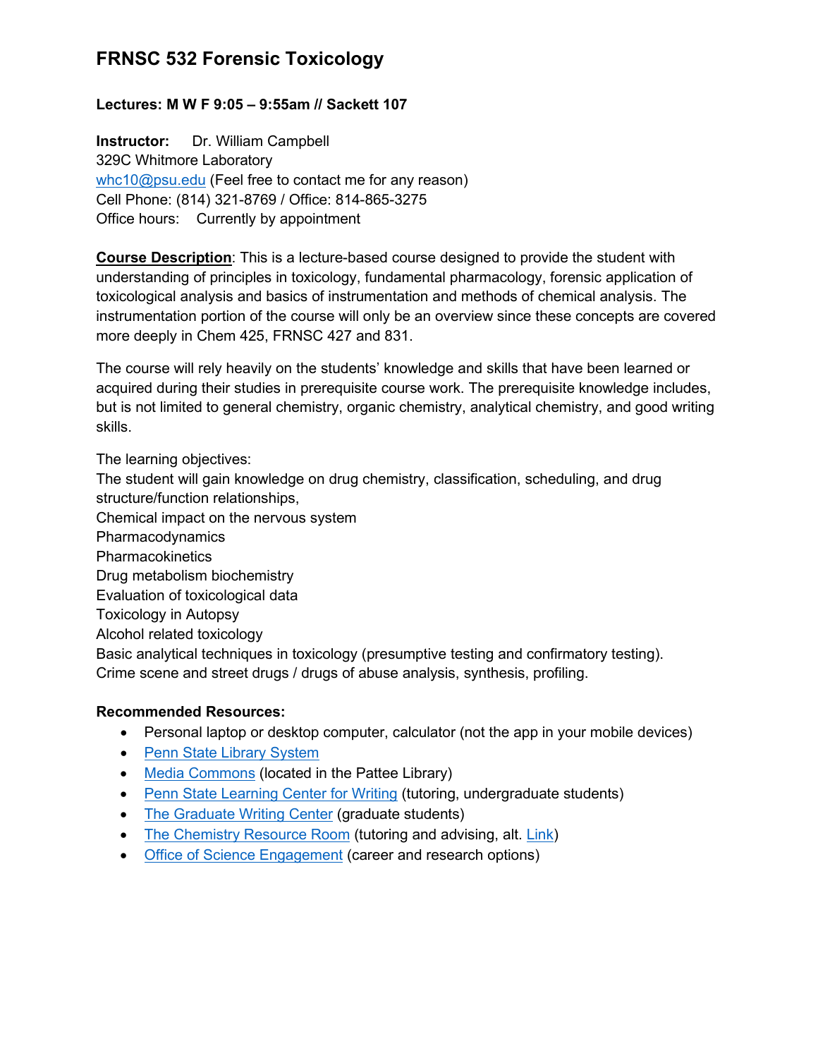# FRNSC 532 Forensic Toxicology

**Lectures: M W F 9:05 – 9:55am // Sackett 107**

**Instructor:** Dr. William Campbell
329C Whitmore Laboratory
whc10@psu.edu (Feel free to contact me for any reason)
Cell Phone: (814) 321-8769 / Office: 814-865-3275
Office hours: Currently by appointment

**Course Description**: This is a lecture-based course designed to provide the student with understanding of principles in toxicology, fundamental pharmacology, forensic application of toxicological analysis and basics of instrumentation and methods of chemical analysis. The instrumentation portion of the course will only be an overview since these concepts are covered more deeply in Chem 425, FRNSC 427 and 831.

The course will rely heavily on the students' knowledge and skills that have been learned or acquired during their studies in prerequisite course work. The prerequisite knowledge includes, but is not limited to general chemistry, organic chemistry, analytical chemistry, and good writing skills.

The learning objectives:
The student will gain knowledge on drug chemistry, classification, scheduling, and drug structure/function relationships,
Chemical impact on the nervous system
Pharmacodynamics
Pharmacokinetics
Drug metabolism biochemistry
Evaluation of toxicological data
Toxicology in Autopsy
Alcohol related toxicology
Basic analytical techniques in toxicology (presumptive testing and confirmatory testing).
Crime scene and street drugs / drugs of abuse analysis, synthesis, profiling.

**Recommended Resources:**

- Personal laptop or desktop computer, calculator (not the app in your mobile devices)
- Penn State Library System
- Media Commons (located in the Pattee Library)
- Penn State Learning Center for Writing (tutoring, undergraduate students)
- The Graduate Writing Center (graduate students)
- The Chemistry Resource Room (tutoring and advising, alt. Link)
- Office of Science Engagement (career and research options)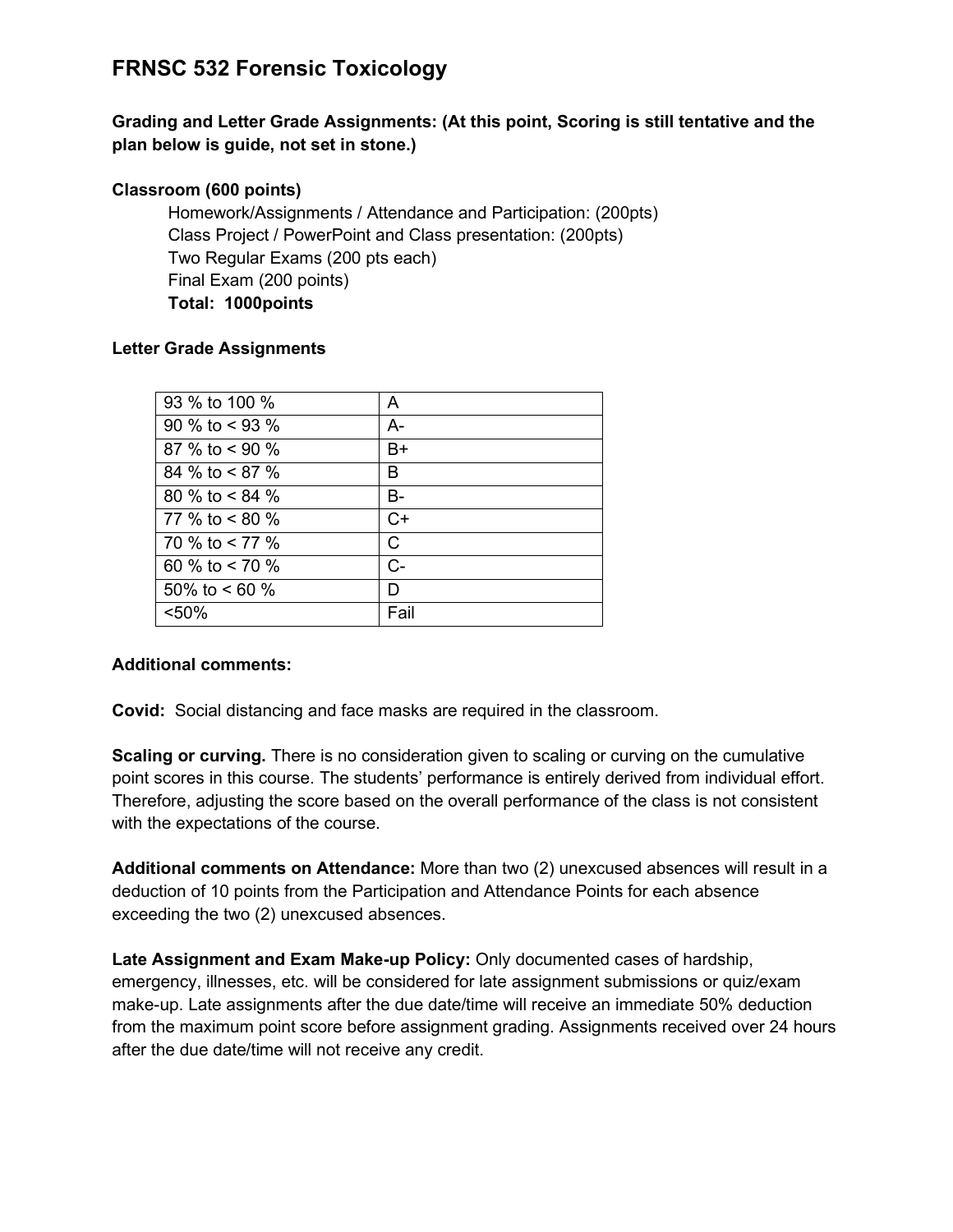# FRNSC 532 Forensic Toxicology

**Grading and Letter Grade Assignments: (At this point, Scoring is still tentative and the plan below is guide, not set in stone.)**

**Classroom (600 points)**

Homework/Assignments / Attendance and Participation: (200pts)
Class Project / PowerPoint and Class presentation: (200pts)
Two Regular Exams (200 pts each)
Final Exam (200 points)
**Total: 1000points**

**Letter Grade Assignments**

| | |
|---|---|
| 93 % to 100 % | A |
| 90 % to < 93 % | A- |
| 87 % to < 90 % | B+ |
| 84 % to < 87 % | B |
| 80 % to < 84 % | B- |
| 77 % to < 80 % | C+ |
| 70 % to < 77 % | C |
| 60 % to < 70 % | C- |
| 50% to < 60 % | D |
| <50% | Fail |

**Additional comments:**

**Covid:** Social distancing and face masks are required in the classroom.

**Scaling or curving.** There is no consideration given to scaling or curving on the cumulative point scores in this course. The students' performance is entirely derived from individual effort. Therefore, adjusting the score based on the overall performance of the class is not consistent with the expectations of the course.

**Additional comments on Attendance:** More than two (2) unexcused absences will result in a deduction of 10 points from the Participation and Attendance Points for each absence exceeding the two (2) unexcused absences.

**Late Assignment and Exam Make-up Policy:** Only documented cases of hardship, emergency, illnesses, etc. will be considered for late assignment submissions or quiz/exam make-up. Late assignments after the due date/time will receive an immediate 50% deduction from the maximum point score before assignment grading. Assignments received over 24 hours after the due date/time will not receive any credit.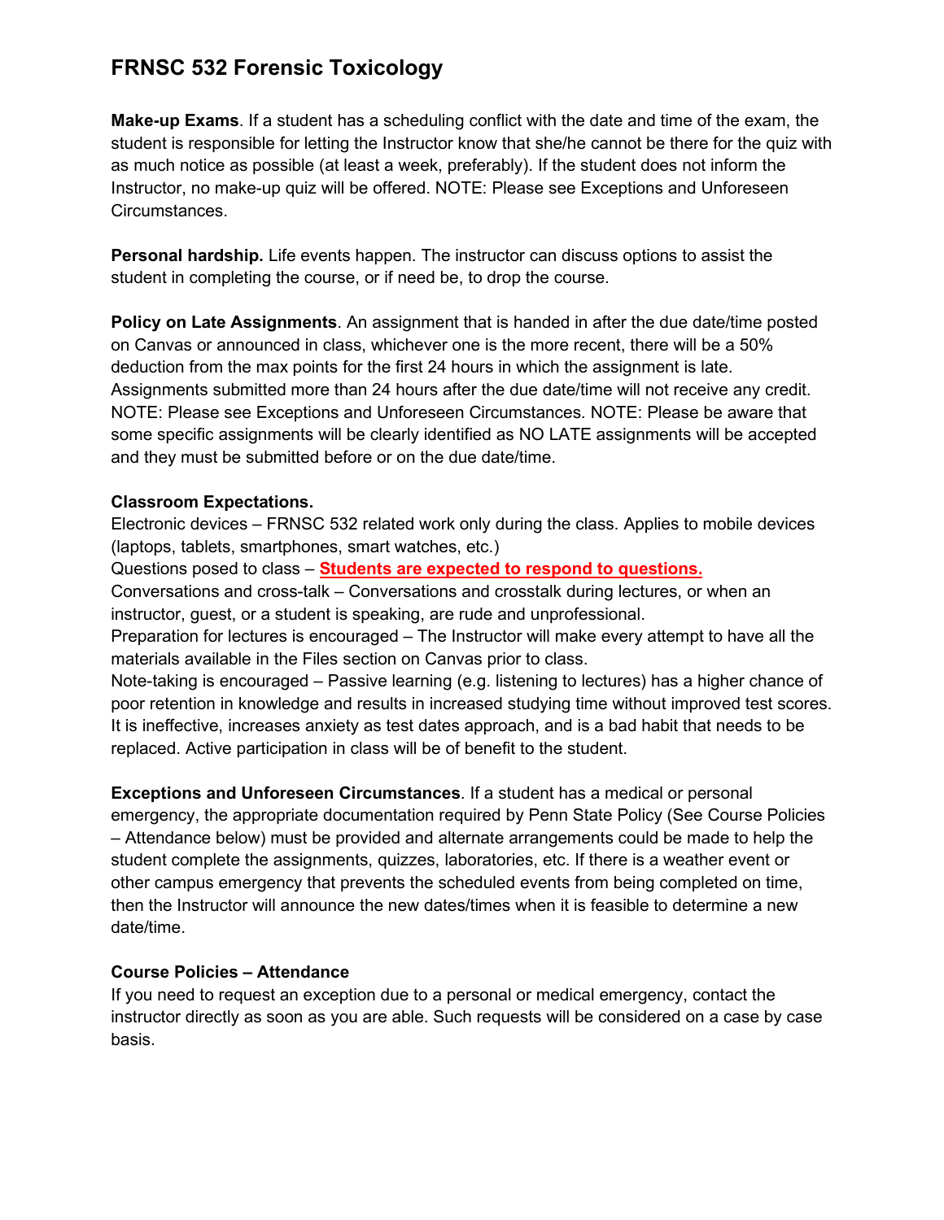# FRNSC 532 Forensic Toxicology

**Make-up Exams**. If a student has a scheduling conflict with the date and time of the exam, the student is responsible for letting the Instructor know that she/he cannot be there for the quiz with as much notice as possible (at least a week, preferably). If the student does not inform the Instructor, no make-up quiz will be offered. NOTE: Please see Exceptions and Unforeseen Circumstances.

**Personal hardship.** Life events happen. The instructor can discuss options to assist the student in completing the course, or if need be, to drop the course.

**Policy on Late Assignments**. An assignment that is handed in after the due date/time posted on Canvas or announced in class, whichever one is the more recent, there will be a 50% deduction from the max points for the first 24 hours in which the assignment is late. Assignments submitted more than 24 hours after the due date/time will not receive any credit. NOTE: Please see Exceptions and Unforeseen Circumstances. NOTE: Please be aware that some specific assignments will be clearly identified as NO LATE assignments will be accepted and they must be submitted before or on the due date/time.

**Classroom Expectations.**
Electronic devices – FRNSC 532 related work only during the class. Applies to mobile devices (laptops, tablets, smartphones, smart watches, etc.)
Questions posed to class – **Students are expected to respond to questions.**
Conversations and cross-talk – Conversations and crosstalk during lectures, or when an instructor, guest, or a student is speaking, are rude and unprofessional.
Preparation for lectures is encouraged – The Instructor will make every attempt to have all the materials available in the Files section on Canvas prior to class.
Note-taking is encouraged – Passive learning (e.g. listening to lectures) has a higher chance of poor retention in knowledge and results in increased studying time without improved test scores. It is ineffective, increases anxiety as test dates approach, and is a bad habit that needs to be replaced. Active participation in class will be of benefit to the student.

**Exceptions and Unforeseen Circumstances**. If a student has a medical or personal emergency, the appropriate documentation required by Penn State Policy (See Course Policies – Attendance below) must be provided and alternate arrangements could be made to help the student complete the assignments, quizzes, laboratories, etc. If there is a weather event or other campus emergency that prevents the scheduled events from being completed on time, then the Instructor will announce the new dates/times when it is feasible to determine a new date/time.

**Course Policies – Attendance**
If you need to request an exception due to a personal or medical emergency, contact the instructor directly as soon as you are able. Such requests will be considered on a case by case basis.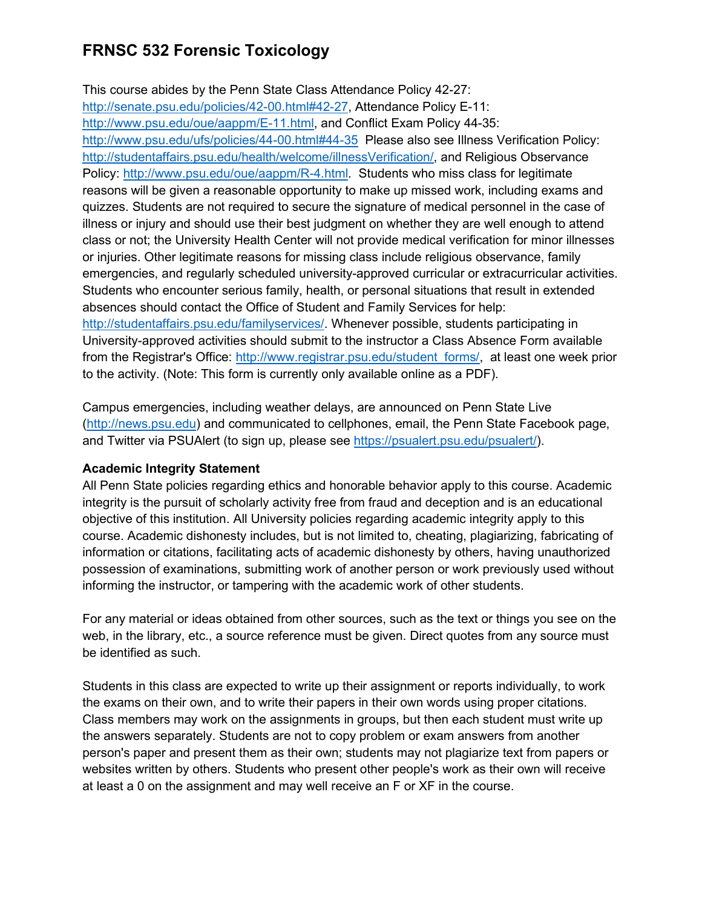# FRNSC 532 Forensic Toxicology

This course abides by the Penn State Class Attendance Policy 42-27: [http://senate.psu.edu/policies/42-00.html#42-27](http://senate.psu.edu/policies/42-00.html#42-27), Attendance Policy E-11: [http://www.psu.edu/oue/aappm/E-11.html](http://www.psu.edu/oue/aappm/E-11.html), and Conflict Exam Policy 44-35: [http://www.psu.edu/ufs/policies/44-00.html#44-35](http://www.psu.edu/ufs/policies/44-00.html#44-35) Please also see Illness Verification Policy: [http://studentaffairs.psu.edu/health/welcome/illnessVerification/](http://studentaffairs.psu.edu/health/welcome/illnessVerification/), and Religious Observance Policy: [http://www.psu.edu/oue/aappm/R-4.html](http://www.psu.edu/oue/aappm/R-4.html). Students who miss class for legitimate reasons will be given a reasonable opportunity to make up missed work, including exams and quizzes. Students are not required to secure the signature of medical personnel in the case of illness or injury and should use their best judgment on whether they are well enough to attend class or not; the University Health Center will not provide medical verification for minor illnesses or injuries. Other legitimate reasons for missing class include religious observance, family emergencies, and regularly scheduled university-approved curricular or extracurricular activities. Students who encounter serious family, health, or personal situations that result in extended absences should contact the Office of Student and Family Services for help: [http://studentaffairs.psu.edu/familyservices/](http://studentaffairs.psu.edu/familyservices/). Whenever possible, students participating in University-approved activities should submit to the instructor a Class Absence Form available from the Registrar's Office: [http://www.registrar.psu.edu/student_forms/](http://www.registrar.psu.edu/student_forms/), at least one week prior to the activity. (Note: This form is currently only available online as a PDF).

Campus emergencies, including weather delays, are announced on Penn State Live ([http://news.psu.edu](http://news.psu.edu)) and communicated to cellphones, email, the Penn State Facebook page, and Twitter via PSUAlert (to sign up, please see [https://psualert.psu.edu/psualert/](https://psualert.psu.edu/psualert/)).

**Academic Integrity Statement**

All Penn State policies regarding ethics and honorable behavior apply to this course. Academic integrity is the pursuit of scholarly activity free from fraud and deception and is an educational objective of this institution. All University policies regarding academic integrity apply to this course. Academic dishonesty includes, but is not limited to, cheating, plagiarizing, fabricating of information or citations, facilitating acts of academic dishonesty by others, having unauthorized possession of examinations, submitting work of another person or work previously used without informing the instructor, or tampering with the academic work of other students.

For any material or ideas obtained from other sources, such as the text or things you see on the web, in the library, etc., a source reference must be given. Direct quotes from any source must be identified as such.

Students in this class are expected to write up their assignment or reports individually, to work the exams on their own, and to write their papers in their own words using proper citations. Class members may work on the assignments in groups, but then each student must write up the answers separately. Students are not to copy problem or exam answers from another person's paper and present them as their own; students may not plagiarize text from papers or websites written by others. Students who present other people's work as their own will receive at least a 0 on the assignment and may well receive an F or XF in the course.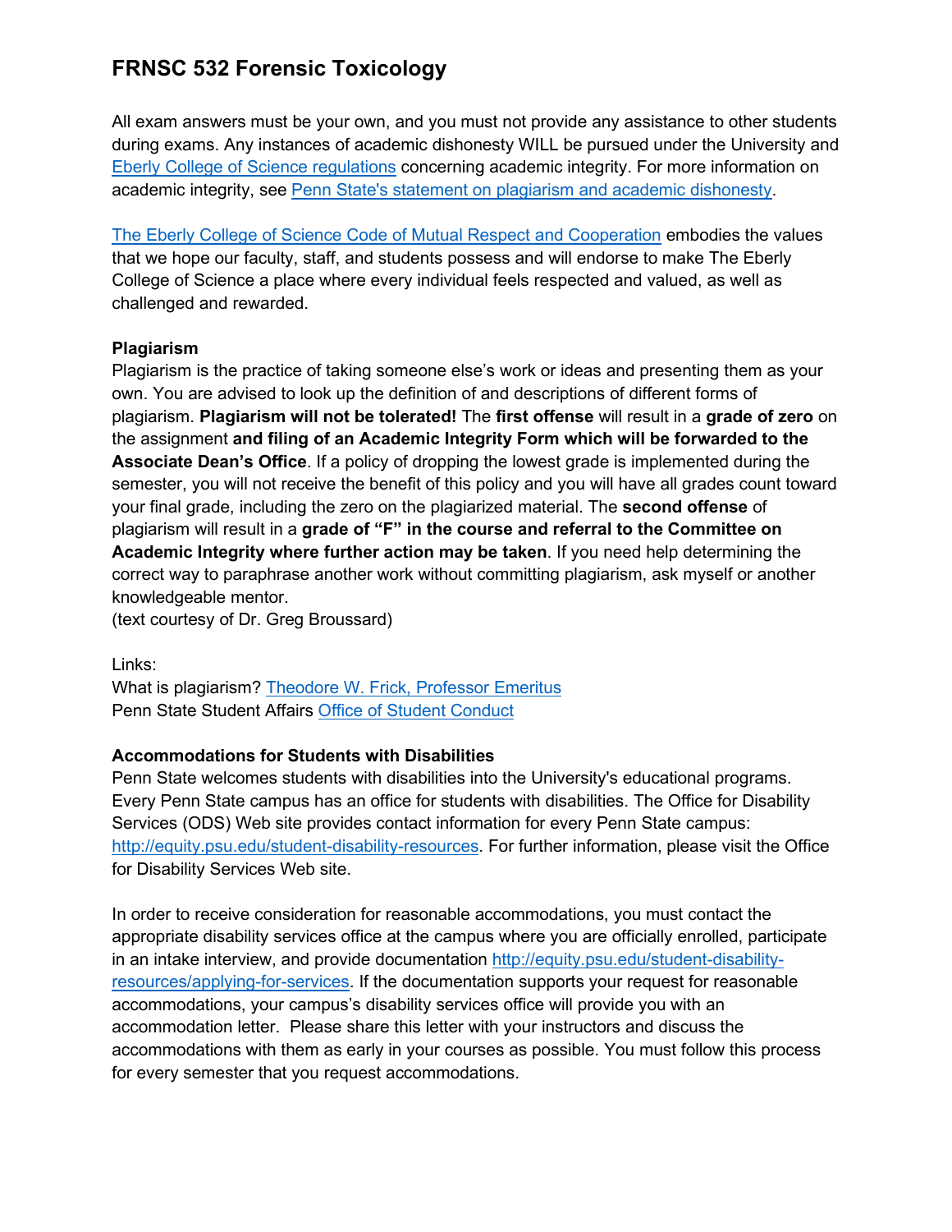# FRNSC 532 Forensic Toxicology

All exam answers must be your own, and you must not provide any assistance to other students during exams. Any instances of academic dishonesty WILL be pursued under the University and Eberly College of Science regulations concerning academic integrity. For more information on academic integrity, see Penn State's statement on plagiarism and academic dishonesty.

The Eberly College of Science Code of Mutual Respect and Cooperation embodies the values that we hope our faculty, staff, and students possess and will endorse to make The Eberly College of Science a place where every individual feels respected and valued, as well as challenged and rewarded.

**Plagiarism**

Plagiarism is the practice of taking someone else's work or ideas and presenting them as your own. You are advised to look up the definition of and descriptions of different forms of plagiarism. **Plagiarism will not be tolerated!** The **first offense** will result in a **grade of zero** on the assignment **and filing of an Academic Integrity Form which will be forwarded to the Associate Dean's Office**. If a policy of dropping the lowest grade is implemented during the semester, you will not receive the benefit of this policy and you will have all grades count toward your final grade, including the zero on the plagiarized material. The **second offense** of plagiarism will result in a **grade of "F" in the course and referral to the Committee on Academic Integrity where further action may be taken**. If you need help determining the correct way to paraphrase another work without committing plagiarism, ask myself or another knowledgeable mentor.
(text courtesy of Dr. Greg Broussard)

Links:
What is plagiarism? Theodore W. Frick, Professor Emeritus
Penn State Student Affairs Office of Student Conduct

**Accommodations for Students with Disabilities**

Penn State welcomes students with disabilities into the University's educational programs. Every Penn State campus has an office for students with disabilities. The Office for Disability Services (ODS) Web site provides contact information for every Penn State campus: http://equity.psu.edu/student-disability-resources. For further information, please visit the Office for Disability Services Web site.

In order to receive consideration for reasonable accommodations, you must contact the appropriate disability services office at the campus where you are officially enrolled, participate in an intake interview, and provide documentation http://equity.psu.edu/student-disability-resources/applying-for-services. If the documentation supports your request for reasonable accommodations, your campus's disability services office will provide you with an accommodation letter. Please share this letter with your instructors and discuss the accommodations with them as early in your courses as possible. You must follow this process for every semester that you request accommodations.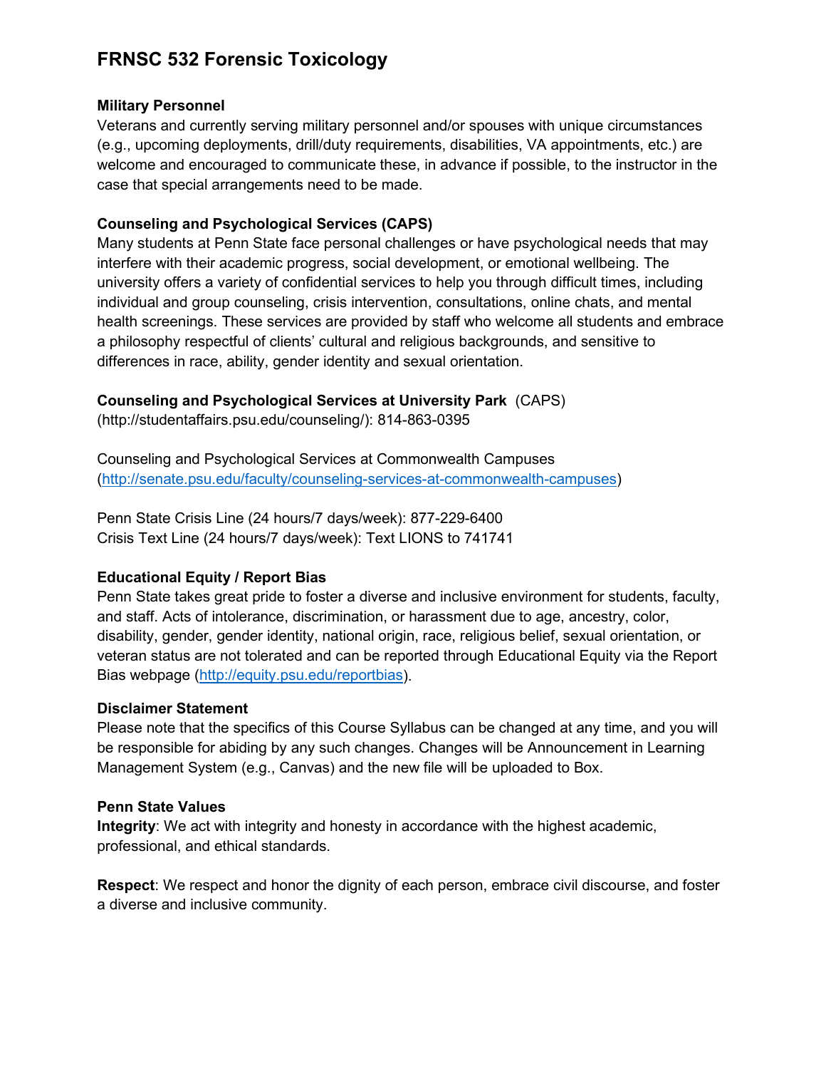# FRNSC 532 Forensic Toxicology

**Military Personnel**

Veterans and currently serving military personnel and/or spouses with unique circumstances (e.g., upcoming deployments, drill/duty requirements, disabilities, VA appointments, etc.) are welcome and encouraged to communicate these, in advance if possible, to the instructor in the case that special arrangements need to be made.

**Counseling and Psychological Services (CAPS)**

Many students at Penn State face personal challenges or have psychological needs that may interfere with their academic progress, social development, or emotional wellbeing. The university offers a variety of confidential services to help you through difficult times, including individual and group counseling, crisis intervention, consultations, online chats, and mental health screenings. These services are provided by staff who welcome all students and embrace a philosophy respectful of clients' cultural and religious backgrounds, and sensitive to differences in race, ability, gender identity and sexual orientation.

**Counseling and Psychological Services at University Park** (CAPS) (http://studentaffairs.psu.edu/counseling/): 814-863-0395

Counseling and Psychological Services at Commonwealth Campuses (http://senate.psu.edu/faculty/counseling-services-at-commonwealth-campuses)

Penn State Crisis Line (24 hours/7 days/week): 877-229-6400
Crisis Text Line (24 hours/7 days/week): Text LIONS to 741741

**Educational Equity / Report Bias**

Penn State takes great pride to foster a diverse and inclusive environment for students, faculty, and staff. Acts of intolerance, discrimination, or harassment due to age, ancestry, color, disability, gender, gender identity, national origin, race, religious belief, sexual orientation, or veteran status are not tolerated and can be reported through Educational Equity via the Report Bias webpage (http://equity.psu.edu/reportbias).

**Disclaimer Statement**

Please note that the specifics of this Course Syllabus can be changed at any time, and you will be responsible for abiding by any such changes. Changes will be Announcement in Learning Management System (e.g., Canvas) and the new file will be uploaded to Box.

**Penn State Values**

**Integrity**: We act with integrity and honesty in accordance with the highest academic, professional, and ethical standards.

**Respect**: We respect and honor the dignity of each person, embrace civil discourse, and foster a diverse and inclusive community.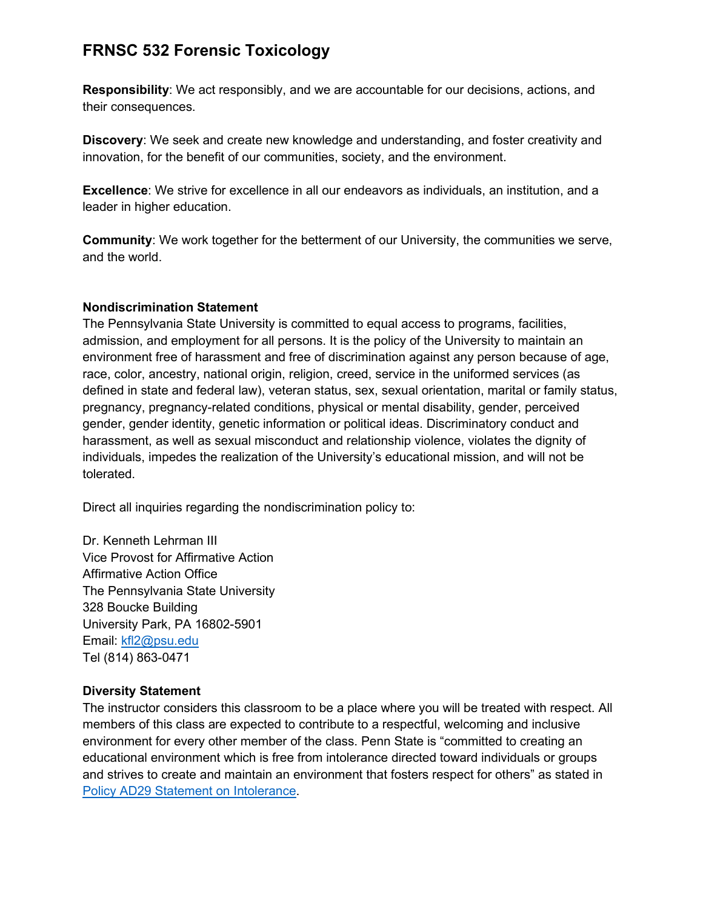# FRNSC 532 Forensic Toxicology

**Responsibility**: We act responsibly, and we are accountable for our decisions, actions, and their consequences.

**Discovery**: We seek and create new knowledge and understanding, and foster creativity and innovation, for the benefit of our communities, society, and the environment.

**Excellence**: We strive for excellence in all our endeavors as individuals, an institution, and a leader in higher education.

**Community**: We work together for the betterment of our University, the communities we serve, and the world.

**Nondiscrimination Statement**

The Pennsylvania State University is committed to equal access to programs, facilities, admission, and employment for all persons. It is the policy of the University to maintain an environment free of harassment and free of discrimination against any person because of age, race, color, ancestry, national origin, religion, creed, service in the uniformed services (as defined in state and federal law), veteran status, sex, sexual orientation, marital or family status, pregnancy, pregnancy-related conditions, physical or mental disability, gender, perceived gender, gender identity, genetic information or political ideas. Discriminatory conduct and harassment, as well as sexual misconduct and relationship violence, violates the dignity of individuals, impedes the realization of the University's educational mission, and will not be tolerated.

Direct all inquiries regarding the nondiscrimination policy to:

Dr. Kenneth Lehrman III
Vice Provost for Affirmative Action
Affirmative Action Office
The Pennsylvania State University
328 Boucke Building
University Park, PA 16802-5901
Email: [kfl2@psu.edu](mailto:kfl2@psu.edu)
Tel (814) 863-0471

**Diversity Statement**

The instructor considers this classroom to be a place where you will be treated with respect. All members of this class are expected to contribute to a respectful, welcoming and inclusive environment for every other member of the class. Penn State is "committed to creating an educational environment which is free from intolerance directed toward individuals or groups and strives to create and maintain an environment that fosters respect for others" as stated in [Policy AD29 Statement on Intolerance](#).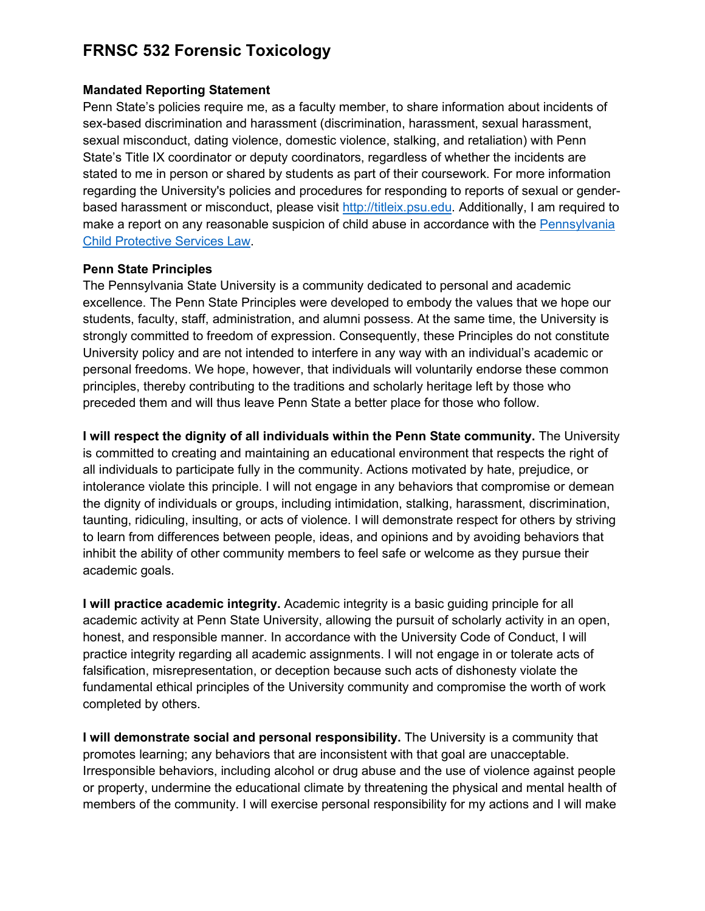# FRNSC 532 Forensic Toxicology

**Mandated Reporting Statement**

Penn State's policies require me, as a faculty member, to share information about incidents of sex-based discrimination and harassment (discrimination, harassment, sexual harassment, sexual misconduct, dating violence, domestic violence, stalking, and retaliation) with Penn State's Title IX coordinator or deputy coordinators, regardless of whether the incidents are stated to me in person or shared by students as part of their coursework. For more information regarding the University's policies and procedures for responding to reports of sexual or gender-based harassment or misconduct, please visit [http://titleix.psu.edu](http://titleix.psu.edu). Additionally, I am required to make a report on any reasonable suspicion of child abuse in accordance with the Pennsylvania Child Protective Services Law.

**Penn State Principles**

The Pennsylvania State University is a community dedicated to personal and academic excellence. The Penn State Principles were developed to embody the values that we hope our students, faculty, staff, administration, and alumni possess. At the same time, the University is strongly committed to freedom of expression. Consequently, these Principles do not constitute University policy and are not intended to interfere in any way with an individual's academic or personal freedoms. We hope, however, that individuals will voluntarily endorse these common principles, thereby contributing to the traditions and scholarly heritage left by those who preceded them and will thus leave Penn State a better place for those who follow.

**I will respect the dignity of all individuals within the Penn State community.** The University is committed to creating and maintaining an educational environment that respects the right of all individuals to participate fully in the community. Actions motivated by hate, prejudice, or intolerance violate this principle. I will not engage in any behaviors that compromise or demean the dignity of individuals or groups, including intimidation, stalking, harassment, discrimination, taunting, ridiculing, insulting, or acts of violence. I will demonstrate respect for others by striving to learn from differences between people, ideas, and opinions and by avoiding behaviors that inhibit the ability of other community members to feel safe or welcome as they pursue their academic goals.

**I will practice academic integrity.** Academic integrity is a basic guiding principle for all academic activity at Penn State University, allowing the pursuit of scholarly activity in an open, honest, and responsible manner. In accordance with the University Code of Conduct, I will practice integrity regarding all academic assignments. I will not engage in or tolerate acts of falsification, misrepresentation, or deception because such acts of dishonesty violate the fundamental ethical principles of the University community and compromise the worth of work completed by others.

**I will demonstrate social and personal responsibility.** The University is a community that promotes learning; any behaviors that are inconsistent with that goal are unacceptable. Irresponsible behaviors, including alcohol or drug abuse and the use of violence against people or property, undermine the educational climate by threatening the physical and mental health of members of the community. I will exercise personal responsibility for my actions and I will make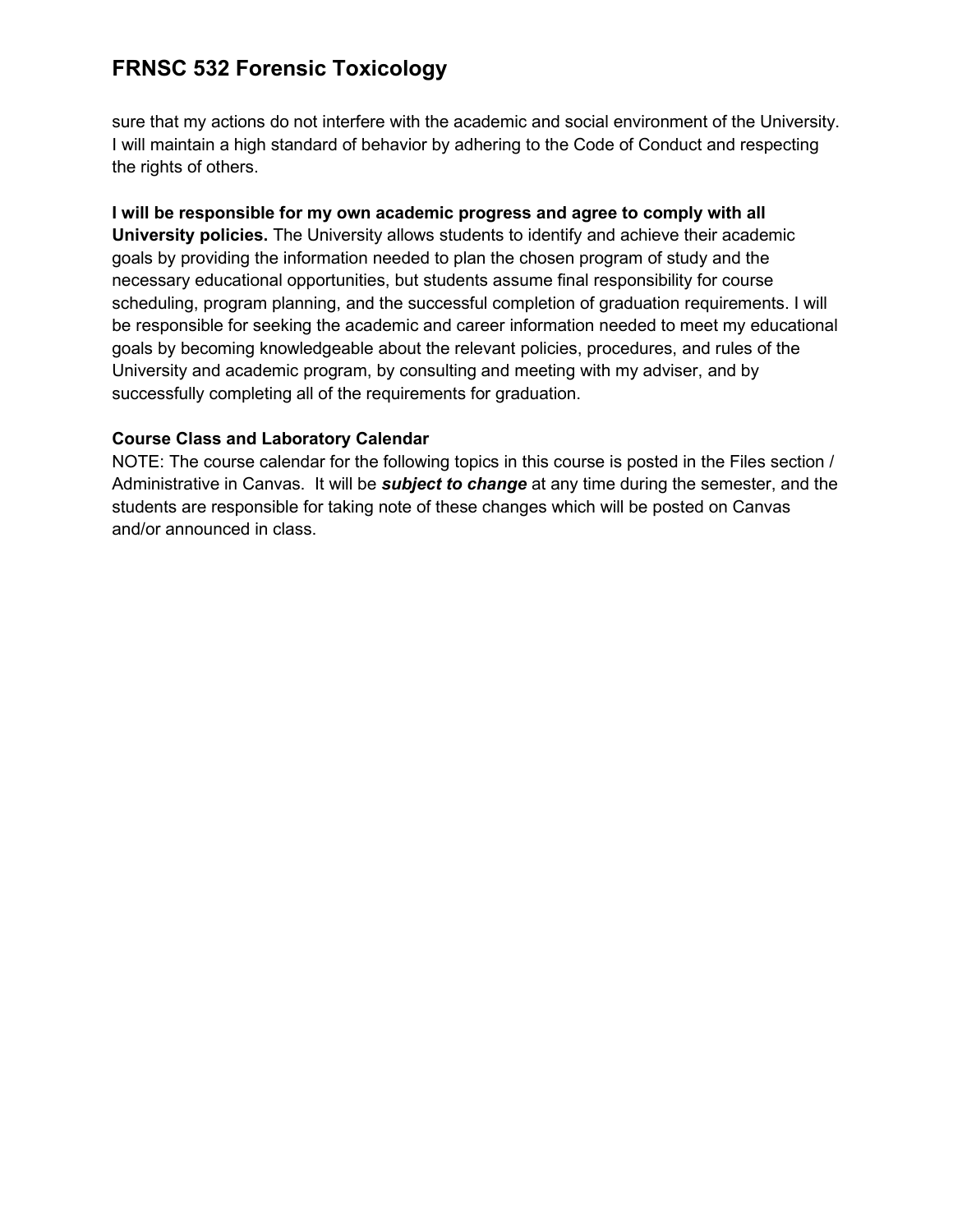sure that my actions do not interfere with the academic and social environment of the University. I will maintain a high standard of behavior by adhering to the Code of Conduct and respecting the rights of others.

**I will be responsible for my own academic progress and agree to comply with all University policies.** The University allows students to identify and achieve their academic goals by providing the information needed to plan the chosen program of study and the necessary educational opportunities, but students assume final responsibility for course scheduling, program planning, and the successful completion of graduation requirements. I will be responsible for seeking the academic and career information needed to meet my educational goals by becoming knowledgeable about the relevant policies, procedures, and rules of the University and academic program, by consulting and meeting with my adviser, and by successfully completing all of the requirements for graduation.

**Course Class and Laboratory Calendar**

NOTE: The course calendar for the following topics in this course is posted in the Files section / Administrative in Canvas. It will be ***subject to change*** at any time during the semester, and the students are responsible for taking note of these changes which will be posted on Canvas and/or announced in class.